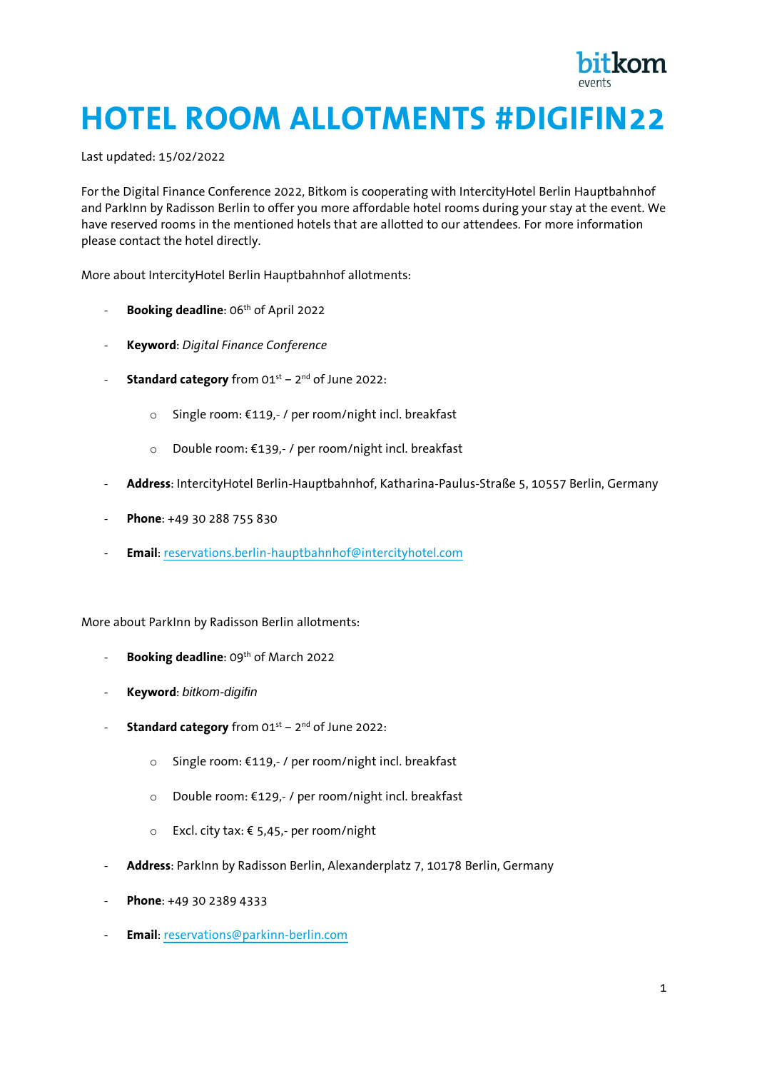# HOTEL ROOM ALLOTMENTS #DIGIFIN22

Last updated: 15/02/2022

For the Digital Finance Conference 2022, Bitkom is cooperating with IntercityHotel Berlin Hauptbahnhof and ParkInn by Radisson Berlin to offer you more affordable hotel rooms during your stay at the event. We have reserved rooms in the mentioned hotels that are allotted to our attendees. For more information please contact the hotel directly.

More about IntercityHotel Berlin Hauptbahnhof allotments:

- **Booking deadline**: 06th of April 2022
- **Keyword**: *Digital Finance Conference*
- **Standard category** from 01st – 2nd of June 2022:
  - Single room: €119,- / per room/night incl. breakfast
  - Double room: €139,- / per room/night incl. breakfast
- **Address**: IntercityHotel Berlin-Hauptbahnhof, Katharina-Paulus-Straße 5, 10557 Berlin, Germany
- **Phone**: +49 30 288 755 830
- **Email**: reservations.berlin-hauptbahnhof@intercityhotel.com

More about ParkInn by Radisson Berlin allotments:

- **Booking deadline**: 09th of March 2022
- **Keyword**: *bitkom-digifin*
- **Standard category** from 01st – 2nd of June 2022:
  - Single room: €119,- / per room/night incl. breakfast
  - Double room: €129,- / per room/night incl. breakfast
  - Excl. city tax: € 5,45,- per room/night
- **Address**: ParkInn by Radisson Berlin, Alexanderplatz 7, 10178 Berlin, Germany
- **Phone**: +49 30 2389 4333
- **Email**: reservations@parkinn-berlin.com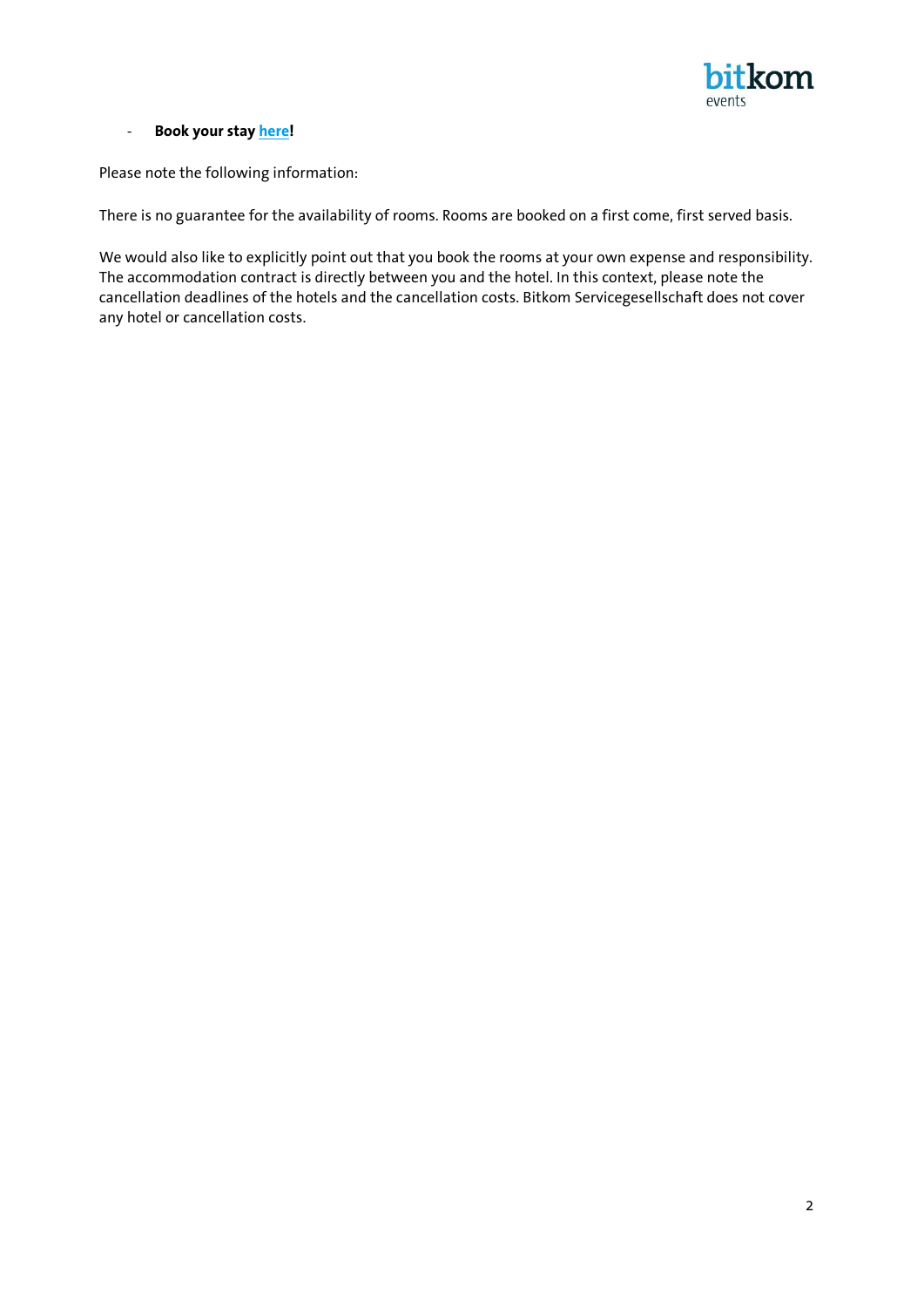- **Book your stay here!**

Please note the following information:

There is no guarantee for the availability of rooms. Rooms are booked on a first come, first served basis.

We would also like to explicitly point out that you book the rooms at your own expense and responsibility. The accommodation contract is directly between you and the hotel. In this context, please note the cancellation deadlines of the hotels and the cancellation costs. Bitkom Servicegesellschaft does not cover any hotel or cancellation costs.